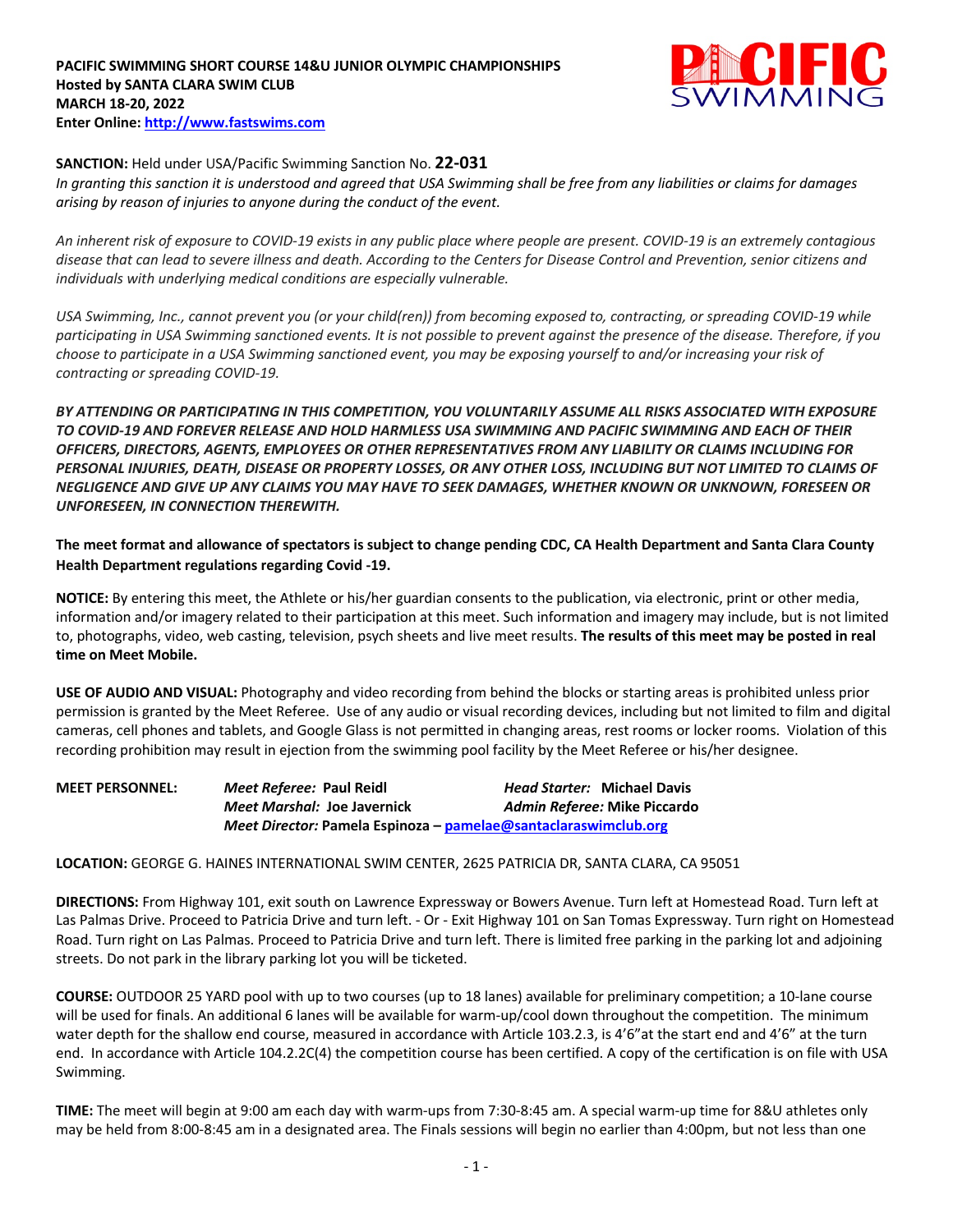**PACIFIC SWIMMING SHORT COURSE 14&U JUNIOR OLYMPIC CHAMPIONSHIPS**
**Hosted by SANTA CLARA SWIM CLUB**
**MARCH 18-20, 2022**
**Enter Online: http://www.fastswims.com**

**SANCTION:** Held under USA/Pacific Swimming Sanction No. **22-031**
*In granting this sanction it is understood and agreed that USA Swimming shall be free from any liabilities or claims for damages arising by reason of injuries to anyone during the conduct of the event.*

*An inherent risk of exposure to COVID-19 exists in any public place where people are present. COVID-19 is an extremely contagious disease that can lead to severe illness and death. According to the Centers for Disease Control and Prevention, senior citizens and individuals with underlying medical conditions are especially vulnerable.*

*USA Swimming, Inc., cannot prevent you (or your child(ren)) from becoming exposed to, contracting, or spreading COVID-19 while participating in USA Swimming sanctioned events. It is not possible to prevent against the presence of the disease. Therefore, if you choose to participate in a USA Swimming sanctioned event, you may be exposing yourself to and/or increasing your risk of contracting or spreading COVID-19.*

***BY ATTENDING OR PARTICIPATING IN THIS COMPETITION, YOU VOLUNTARILY ASSUME ALL RISKS ASSOCIATED WITH EXPOSURE TO COVID-19 AND FOREVER RELEASE AND HOLD HARMLESS USA SWIMMING AND PACIFIC SWIMMING AND EACH OF THEIR OFFICERS, DIRECTORS, AGENTS, EMPLOYEES OR OTHER REPRESENTATIVES FROM ANY LIABILITY OR CLAIMS INCLUDING FOR PERSONAL INJURIES, DEATH, DISEASE OR PROPERTY LOSSES, OR ANY OTHER LOSS, INCLUDING BUT NOT LIMITED TO CLAIMS OF NEGLIGENCE AND GIVE UP ANY CLAIMS YOU MAY HAVE TO SEEK DAMAGES, WHETHER KNOWN OR UNKNOWN, FORESEEN OR UNFORESEEN, IN CONNECTION THEREWITH.***

**The meet format and allowance of spectators is subject to change pending CDC, CA Health Department and Santa Clara County Health Department regulations regarding Covid -19.**

**NOTICE:** By entering this meet, the Athlete or his/her guardian consents to the publication, via electronic, print or other media, information and/or imagery related to their participation at this meet. Such information and imagery may include, but is not limited to, photographs, video, web casting, television, psych sheets and live meet results. **The results of this meet may be posted in real time on Meet Mobile.**

**USE OF AUDIO AND VISUAL:** Photography and video recording from behind the blocks or starting areas is prohibited unless prior permission is granted by the Meet Referee. Use of any audio or visual recording devices, including but not limited to film and digital cameras, cell phones and tablets, and Google Glass is not permitted in changing areas, rest rooms or locker rooms. Violation of this recording prohibition may result in ejection from the swimming pool facility by the Meet Referee or his/her designee.

**MEET PERSONNEL:**
***Meet Referee:*** **Paul Reidl** — ***Head Starter:*** **Michael Davis**
***Meet Marshal:*** **Joe Javernick** — ***Admin Referee:*** **Mike Piccardo**
***Meet Director:*** **Pamela Espinoza – pamelae@santaclaraswimclub.org**

**LOCATION:** GEORGE G. HAINES INTERNATIONAL SWIM CENTER, 2625 PATRICIA DR, SANTA CLARA, CA 95051

**DIRECTIONS:** From Highway 101, exit south on Lawrence Expressway or Bowers Avenue. Turn left at Homestead Road. Turn left at Las Palmas Drive. Proceed to Patricia Drive and turn left. - Or - Exit Highway 101 on San Tomas Expressway. Turn right on Homestead Road. Turn right on Las Palmas. Proceed to Patricia Drive and turn left. There is limited free parking in the parking lot and adjoining streets. Do not park in the library parking lot you will be ticketed.

**COURSE:** OUTDOOR 25 YARD pool with up to two courses (up to 18 lanes) available for preliminary competition; a 10-lane course will be used for finals. An additional 6 lanes will be available for warm-up/cool down throughout the competition. The minimum water depth for the shallow end course, measured in accordance with Article 103.2.3, is 4'6"at the start end and 4'6" at the turn end. In accordance with Article 104.2.2C(4) the competition course has been certified. A copy of the certification is on file with USA Swimming.

**TIME:** The meet will begin at 9:00 am each day with warm-ups from 7:30-8:45 am. A special warm-up time for 8&U athletes only may be held from 8:00-8:45 am in a designated area. The Finals sessions will begin no earlier than 4:00pm, but not less than one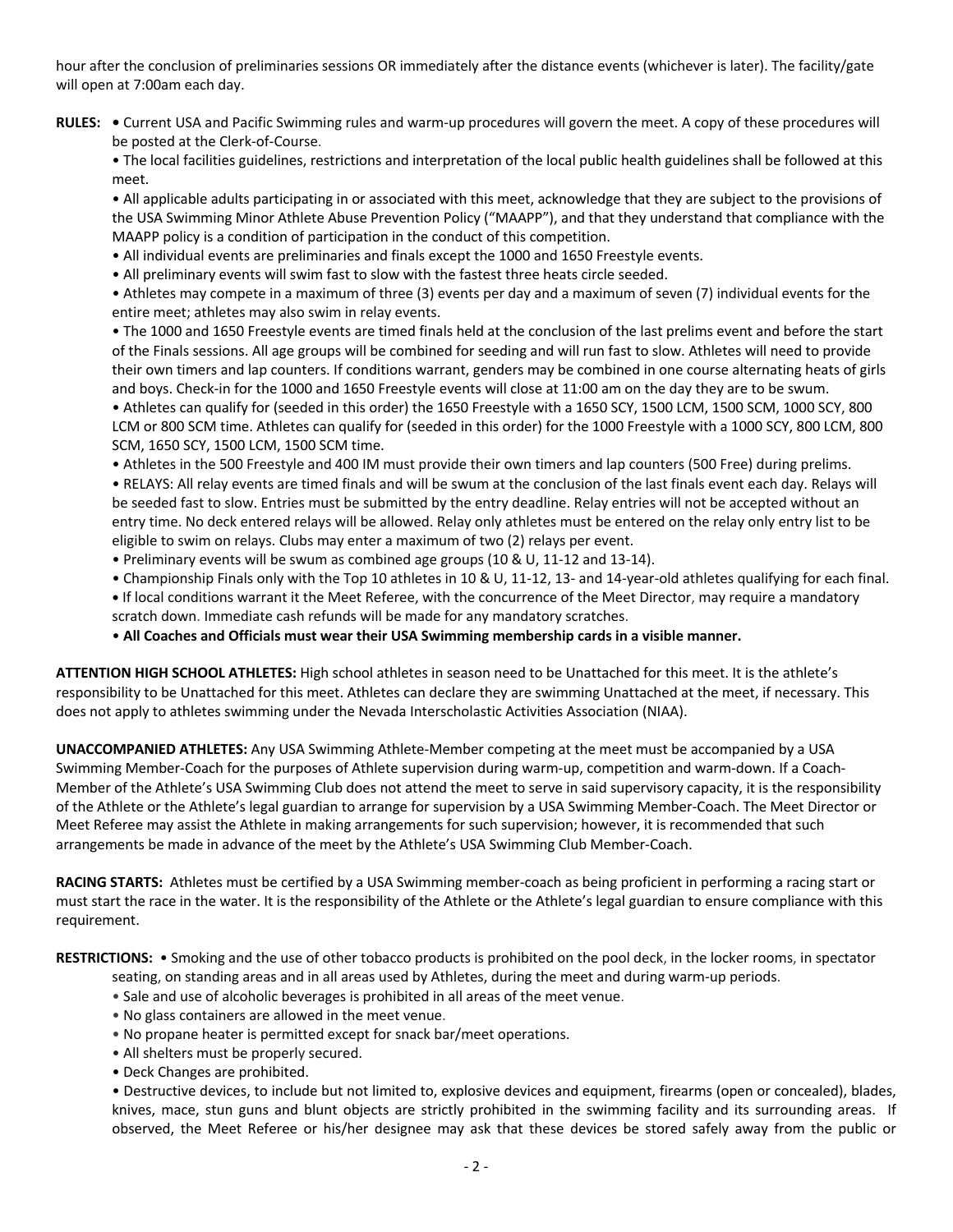hour after the conclusion of preliminaries sessions OR immediately after the distance events (whichever is later). The facility/gate will open at 7:00am each day.

**RULES:** • Current USA and Pacific Swimming rules and warm-up procedures will govern the meet. A copy of these procedures will be posted at the Clerk-of-Course.

• The local facilities guidelines, restrictions and interpretation of the local public health guidelines shall be followed at this meet.

• All applicable adults participating in or associated with this meet, acknowledge that they are subject to the provisions of the USA Swimming Minor Athlete Abuse Prevention Policy ("MAAPP"), and that they understand that compliance with the MAAPP policy is a condition of participation in the conduct of this competition.

• All individual events are preliminaries and finals except the 1000 and 1650 Freestyle events.

• All preliminary events will swim fast to slow with the fastest three heats circle seeded.

• Athletes may compete in a maximum of three (3) events per day and a maximum of seven (7) individual events for the entire meet; athletes may also swim in relay events.

• The 1000 and 1650 Freestyle events are timed finals held at the conclusion of the last prelims event and before the start of the Finals sessions. All age groups will be combined for seeding and will run fast to slow. Athletes will need to provide their own timers and lap counters. If conditions warrant, genders may be combined in one course alternating heats of girls and boys. Check-in for the 1000 and 1650 Freestyle events will close at 11:00 am on the day they are to be swum.

• Athletes can qualify for (seeded in this order) the 1650 Freestyle with a 1650 SCY, 1500 LCM, 1500 SCM, 1000 SCY, 800 LCM or 800 SCM time. Athletes can qualify for (seeded in this order) for the 1000 Freestyle with a 1000 SCY, 800 LCM, 800 SCM, 1650 SCY, 1500 LCM, 1500 SCM time.

• Athletes in the 500 Freestyle and 400 IM must provide their own timers and lap counters (500 Free) during prelims.

• RELAYS: All relay events are timed finals and will be swum at the conclusion of the last finals event each day. Relays will be seeded fast to slow. Entries must be submitted by the entry deadline. Relay entries will not be accepted without an entry time. No deck entered relays will be allowed. Relay only athletes must be entered on the relay only entry list to be eligible to swim on relays. Clubs may enter a maximum of two (2) relays per event.

• Preliminary events will be swum as combined age groups (10 & U, 11-12 and 13-14).

• Championship Finals only with the Top 10 athletes in 10 & U, 11-12, 13- and 14-year-old athletes qualifying for each final.

• If local conditions warrant it the Meet Referee, with the concurrence of the Meet Director, may require a mandatory scratch down. Immediate cash refunds will be made for any mandatory scratches.

• **All Coaches and Officials must wear their USA Swimming membership cards in a visible manner.**

**ATTENTION HIGH SCHOOL ATHLETES:** High school athletes in season need to be Unattached for this meet. It is the athlete's responsibility to be Unattached for this meet. Athletes can declare they are swimming Unattached at the meet, if necessary. This does not apply to athletes swimming under the Nevada Interscholastic Activities Association (NIAA).

**UNACCOMPANIED ATHLETES:** Any USA Swimming Athlete-Member competing at the meet must be accompanied by a USA Swimming Member-Coach for the purposes of Athlete supervision during warm-up, competition and warm-down. If a Coach-Member of the Athlete's USA Swimming Club does not attend the meet to serve in said supervisory capacity, it is the responsibility of the Athlete or the Athlete's legal guardian to arrange for supervision by a USA Swimming Member-Coach. The Meet Director or Meet Referee may assist the Athlete in making arrangements for such supervision; however, it is recommended that such arrangements be made in advance of the meet by the Athlete's USA Swimming Club Member-Coach.

**RACING STARTS:** Athletes must be certified by a USA Swimming member-coach as being proficient in performing a racing start or must start the race in the water. It is the responsibility of the Athlete or the Athlete's legal guardian to ensure compliance with this requirement.

**RESTRICTIONS:** • Smoking and the use of other tobacco products is prohibited on the pool deck, in the locker rooms, in spectator seating, on standing areas and in all areas used by Athletes, during the meet and during warm-up periods.

• Sale and use of alcoholic beverages is prohibited in all areas of the meet venue.

• No glass containers are allowed in the meet venue.

• No propane heater is permitted except for snack bar/meet operations.

• All shelters must be properly secured.

• Deck Changes are prohibited.

• Destructive devices, to include but not limited to, explosive devices and equipment, firearms (open or concealed), blades, knives, mace, stun guns and blunt objects are strictly prohibited in the swimming facility and its surrounding areas. If observed, the Meet Referee or his/her designee may ask that these devices be stored safely away from the public or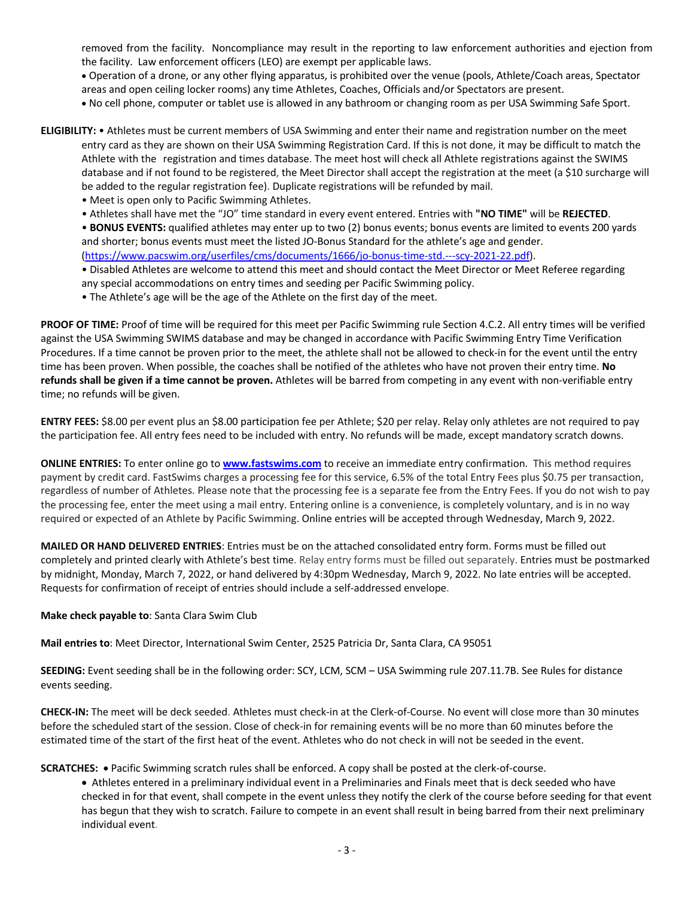removed from the facility. Noncompliance may result in the reporting to law enforcement authorities and ejection from the facility. Law enforcement officers (LEO) are exempt per applicable laws.

- Operation of a drone, or any other flying apparatus, is prohibited over the venue (pools, Athlete/Coach areas, Spectator areas and open ceiling locker rooms) any time Athletes, Coaches, Officials and/or Spectators are present.
- No cell phone, computer or tablet use is allowed in any bathroom or changing room as per USA Swimming Safe Sport.

**ELIGIBILITY:** • Athletes must be current members of USA Swimming and enter their name and registration number on the meet entry card as they are shown on their USA Swimming Registration Card. If this is not done, it may be difficult to match the Athlete with the registration and times database. The meet host will check all Athlete registrations against the SWIMS database and if not found to be registered, the Meet Director shall accept the registration at the meet (a $10 surcharge will be added to the regular registration fee). Duplicate registrations will be refunded by mail.

- Meet is open only to Pacific Swimming Athletes.
- Athletes shall have met the "JO" time standard in every event entered. Entries with **"NO TIME"** will be **REJECTED**.
- **BONUS EVENTS:** qualified athletes may enter up to two (2) bonus events; bonus events are limited to events 200 yards and shorter; bonus events must meet the listed JO-Bonus Standard for the athlete's age and gender. (https://www.pacswim.org/userfiles/cms/documents/1666/jo-bonus-time-std.---scy-2021-22.pdf).
- Disabled Athletes are welcome to attend this meet and should contact the Meet Director or Meet Referee regarding any special accommodations on entry times and seeding per Pacific Swimming policy.
- The Athlete's age will be the age of the Athlete on the first day of the meet.

**PROOF OF TIME:** Proof of time will be required for this meet per Pacific Swimming rule Section 4.C.2. All entry times will be verified against the USA Swimming SWIMS database and may be changed in accordance with Pacific Swimming Entry Time Verification Procedures. If a time cannot be proven prior to the meet, the athlete shall not be allowed to check-in for the event until the entry time has been proven. When possible, the coaches shall be notified of the athletes who have not proven their entry time. **No refunds shall be given if a time cannot be proven.** Athletes will be barred from competing in any event with non-verifiable entry time; no refunds will be given.

**ENTRY FEES:** $8.00 per event plus an $8.00 participation fee per Athlete; $20 per relay. Relay only athletes are not required to pay the participation fee. All entry fees need to be included with entry. No refunds will be made, except mandatory scratch downs.

**ONLINE ENTRIES:** To enter online go to **www.fastswims.com** to receive an immediate entry confirmation. This method requires payment by credit card. FastSwims charges a processing fee for this service, 6.5% of the total Entry Fees plus $0.75 per transaction, regardless of number of Athletes. Please note that the processing fee is a separate fee from the Entry Fees. If you do not wish to pay the processing fee, enter the meet using a mail entry. Entering online is a convenience, is completely voluntary, and is in no way required or expected of an Athlete by Pacific Swimming. Online entries will be accepted through Wednesday, March 9, 2022.

**MAILED OR HAND DELIVERED ENTRIES**: Entries must be on the attached consolidated entry form. Forms must be filled out completely and printed clearly with Athlete's best time. Relay entry forms must be filled out separately. Entries must be postmarked by midnight, Monday, March 7, 2022, or hand delivered by 4:30pm Wednesday, March 9, 2022. No late entries will be accepted. Requests for confirmation of receipt of entries should include a self-addressed envelope.

**Make check payable to**: Santa Clara Swim Club

**Mail entries to**: Meet Director, International Swim Center, 2525 Patricia Dr, Santa Clara, CA 95051

**SEEDING:** Event seeding shall be in the following order: SCY, LCM, SCM – USA Swimming rule 207.11.7B. See Rules for distance events seeding.

**CHECK-IN:** The meet will be deck seeded. Athletes must check-in at the Clerk-of-Course. No event will close more than 30 minutes before the scheduled start of the session. Close of check-in for remaining events will be no more than 60 minutes before the estimated time of the start of the first heat of the event. Athletes who do not check in will not be seeded in the event.

**SCRATCHES:** • Pacific Swimming scratch rules shall be enforced. A copy shall be posted at the clerk-of-course.

- Athletes entered in a preliminary individual event in a Preliminaries and Finals meet that is deck seeded who have checked in for that event, shall compete in the event unless they notify the clerk of the course before seeding for that event has begun that they wish to scratch. Failure to compete in an event shall result in being barred from their next preliminary individual event.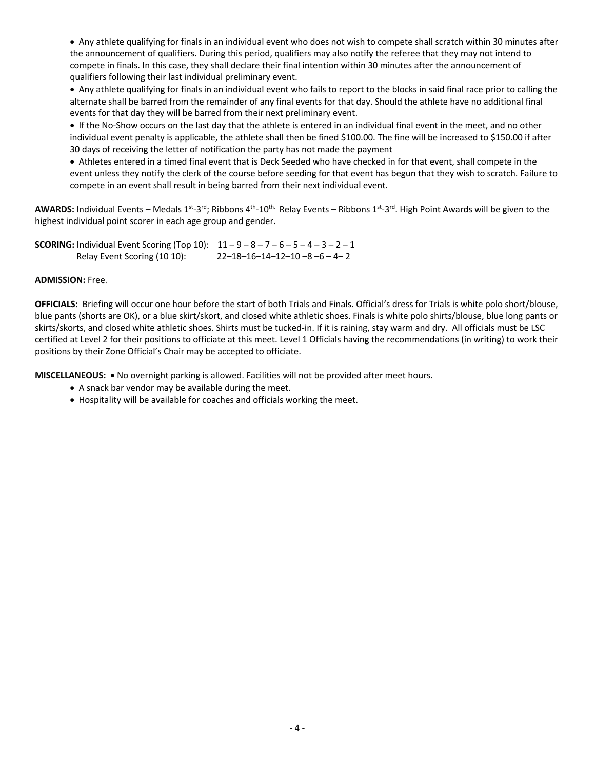- Any athlete qualifying for finals in an individual event who does not wish to compete shall scratch within 30 minutes after the announcement of qualifiers. During this period, qualifiers may also notify the referee that they may not intend to compete in finals. In this case, they shall declare their final intention within 30 minutes after the announcement of qualifiers following their last individual preliminary event.
- Any athlete qualifying for finals in an individual event who fails to report to the blocks in said final race prior to calling the alternate shall be barred from the remainder of any final events for that day. Should the athlete have no additional final events for that day they will be barred from their next preliminary event.
- If the No-Show occurs on the last day that the athlete is entered in an individual final event in the meet, and no other individual event penalty is applicable, the athlete shall then be fined $100.00. The fine will be increased to $150.00 if after 30 days of receiving the letter of notification the party has not made the payment
- Athletes entered in a timed final event that is Deck Seeded who have checked in for that event, shall compete in the event unless they notify the clerk of the course before seeding for that event has begun that they wish to scratch. Failure to compete in an event shall result in being barred from their next individual event.

**AWARDS:** Individual Events – Medals 1st-3rd; Ribbons 4th-10th. Relay Events – Ribbons 1st-3rd. High Point Awards will be given to the highest individual point scorer in each age group and gender.

**SCORING:** Individual Event Scoring (Top 10): 11 – 9 – 8 – 7 – 6 – 5 – 4 – 3 – 2 – 1
Relay Event Scoring (10 10): 22–18–16–14–12–10 –8 –6 – 4– 2

**ADMISSION:** Free.

**OFFICIALS:** Briefing will occur one hour before the start of both Trials and Finals. Official's dress for Trials is white polo short/blouse, blue pants (shorts are OK), or a blue skirt/skort, and closed white athletic shoes. Finals is white polo shirts/blouse, blue long pants or skirts/skorts, and closed white athletic shoes. Shirts must be tucked-in. If it is raining, stay warm and dry. All officials must be LSC certified at Level 2 for their positions to officiate at this meet. Level 1 Officials having the recommendations (in writing) to work their positions by their Zone Official's Chair may be accepted to officiate.

**MISCELLANEOUS:**
- No overnight parking is allowed. Facilities will not be provided after meet hours.
- A snack bar vendor may be available during the meet.
- Hospitality will be available for coaches and officials working the meet.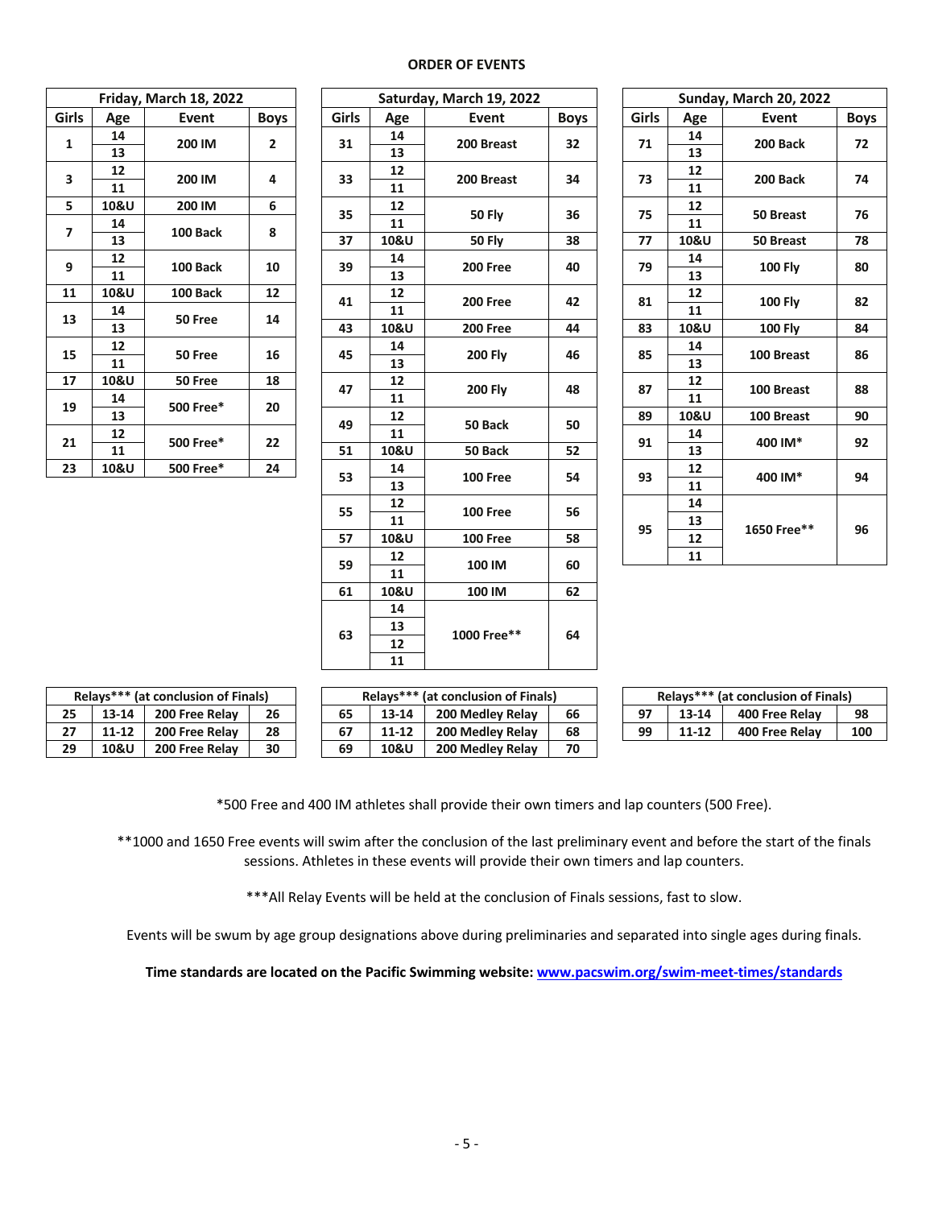**ORDER OF EVENTS**

| Friday, March 18, 2022 | | | |
|---|---|---|---|
| Girls | Age | Event | Boys |
| 1 | 14<br>13 | 200 IM | 2 |
| 3 | 12<br>11 | 200 IM | 4 |
| 5 | 10&U | 200 IM | 6 |
| 7 | 14<br>13 | 100 Back | 8 |
| 9 | 12<br>11 | 100 Back | 10 |
| 11 | 10&U | 100 Back | 12 |
| 13 | 14<br>13 | 50 Free | 14 |
| 15 | 12<br>11 | 50 Free | 16 |
| 17 | 10&U | 50 Free | 18 |
| 19 | 14<br>13 | 500 Free* | 20 |
| 21 | 12<br>11 | 500 Free* | 22 |
| 23 | 10&U | 500 Free* | 24 |

| Saturday, March 19, 2022 | | | |
|---|---|---|---|
| Girls | Age | Event | Boys |
| 31 | 14<br>13 | 200 Breast | 32 |
| 33 | 12<br>11 | 200 Breast | 34 |
| 35 | 12<br>11 | 50 Fly | 36 |
| 37 | 10&U | 50 Fly | 38 |
| 39 | 14<br>13 | 200 Free | 40 |
| 41 | 12<br>11 | 200 Free | 42 |
| 43 | 10&U | 200 Free | 44 |
| 45 | 14<br>13 | 200 Fly | 46 |
| 47 | 12<br>11 | 200 Fly | 48 |
| 49 | 12<br>11 | 50 Back | 50 |
| 51 | 10&U | 50 Back | 52 |
| 53 | 14<br>13 | 100 Free | 54 |
| 55 | 12<br>11 | 100 Free | 56 |
| 57 | 10&U | 100 Free | 58 |
| 59 | 12<br>11 | 100 IM | 60 |
| 61 | 10&U | 100 IM | 62 |
| 63 | 14<br>13<br>12<br>11 | 1000 Free** | 64 |

| Sunday, March 20, 2022 | | | |
|---|---|---|---|
| Girls | Age | Event | Boys |
| 71 | 14<br>13 | 200 Back | 72 |
| 73 | 12<br>11 | 200 Back | 74 |
| 75 | 12<br>11 | 50 Breast | 76 |
| 77 | 10&U | 50 Breast | 78 |
| 79 | 14<br>13 | 100 Fly | 80 |
| 81 | 12<br>11 | 100 Fly | 82 |
| 83 | 10&U | 100 Fly | 84 |
| 85 | 14<br>13 | 100 Breast | 86 |
| 87 | 12<br>11 | 100 Breast | 88 |
| 89 | 10&U | 100 Breast | 90 |
| 91 | 14<br>13 | 400 IM* | 92 |
| 93 | 12<br>11 | 400 IM* | 94 |
| 95 | 14<br>13<br>12<br>11 | 1650 Free** | 96 |

| Relays*** (at conclusion of Finals) | | | |
|---|---|---|---|
| 25 | 13-14 | 200 Free Relay | 26 |
| 27 | 11-12 | 200 Free Relay | 28 |
| 29 | 10&U | 200 Free Relay | 30 |

| Relays*** (at conclusion of Finals) | | | |
|---|---|---|---|
| 65 | 13-14 | 200 Medley Relay | 66 |
| 67 | 11-12 | 200 Medley Relay | 68 |
| 69 | 10&U | 200 Medley Relay | 70 |

| Relays*** (at conclusion of Finals) | | | |
|---|---|---|---|
| 97 | 13-14 | 400 Free Relay | 98 |
| 99 | 11-12 | 400 Free Relay | 100 |

*500 Free and 400 IM athletes shall provide their own timers and lap counters (500 Free).

**1000 and 1650 Free events will swim after the conclusion of the last preliminary event and before the start of the finals sessions. Athletes in these events will provide their own timers and lap counters.

***All Relay Events will be held at the conclusion of Finals sessions, fast to slow.

Events will be swum by age group designations above during preliminaries and separated into single ages during finals.

**Time standards are located on the Pacific Swimming website: www.pacswim.org/swim-meet-times/standards**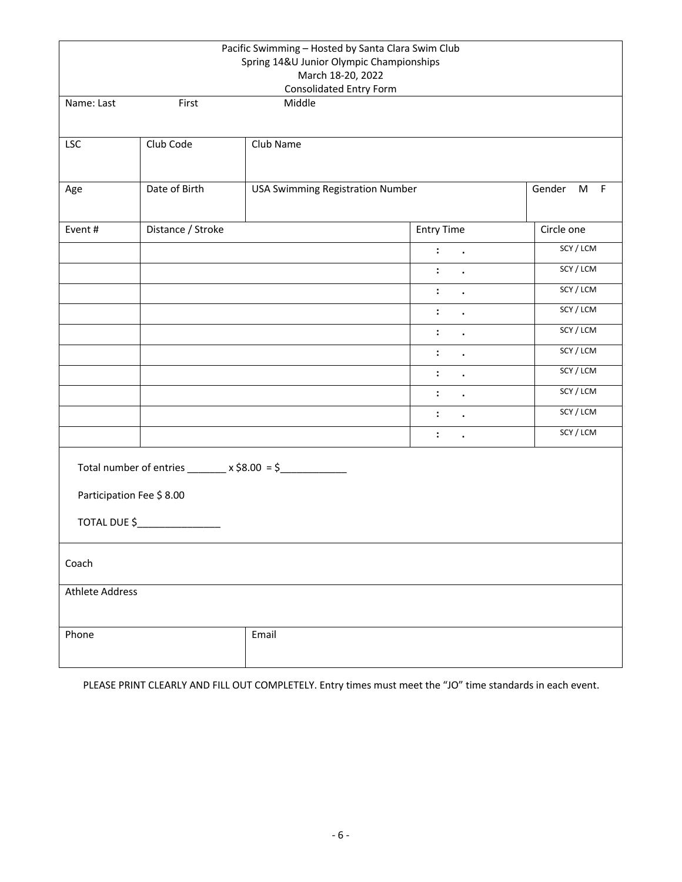Pacific Swimming – Hosted by Santa Clara Swim Club
Spring 14&U Junior Olympic Championships
March 18-20, 2022
Consolidated Entry Form

| Name: Last | First | Middle | | |
|---|---|---|---|---|
| LSC | Club Code | Club Name | | |
| Age | Date of Birth | USA Swimming Registration Number | | Gender M F |

| Event # | Distance / Stroke | Entry Time | Circle one |
|---|---|---|---|
| | | : . | SCY / LCM |
| | | : . | SCY / LCM |
| | | : . | SCY / LCM |
| | | : . | SCY / LCM |
| | | : . | SCY / LCM |
| | | : . | SCY / LCM |
| | | : . | SCY / LCM |
| | | : . | SCY / LCM |
| | | : . | SCY / LCM |
| | | : . | SCY / LCM |

Total number of entries _______ x $8.00 = $____________

Participation Fee $ 8.00

TOTAL DUE $_______________

| Coach | |
|---|---|
| Athlete Address | |
| Phone | Email |

PLEASE PRINT CLEARLY AND FILL OUT COMPLETELY. Entry times must meet the "JO" time standards in each event.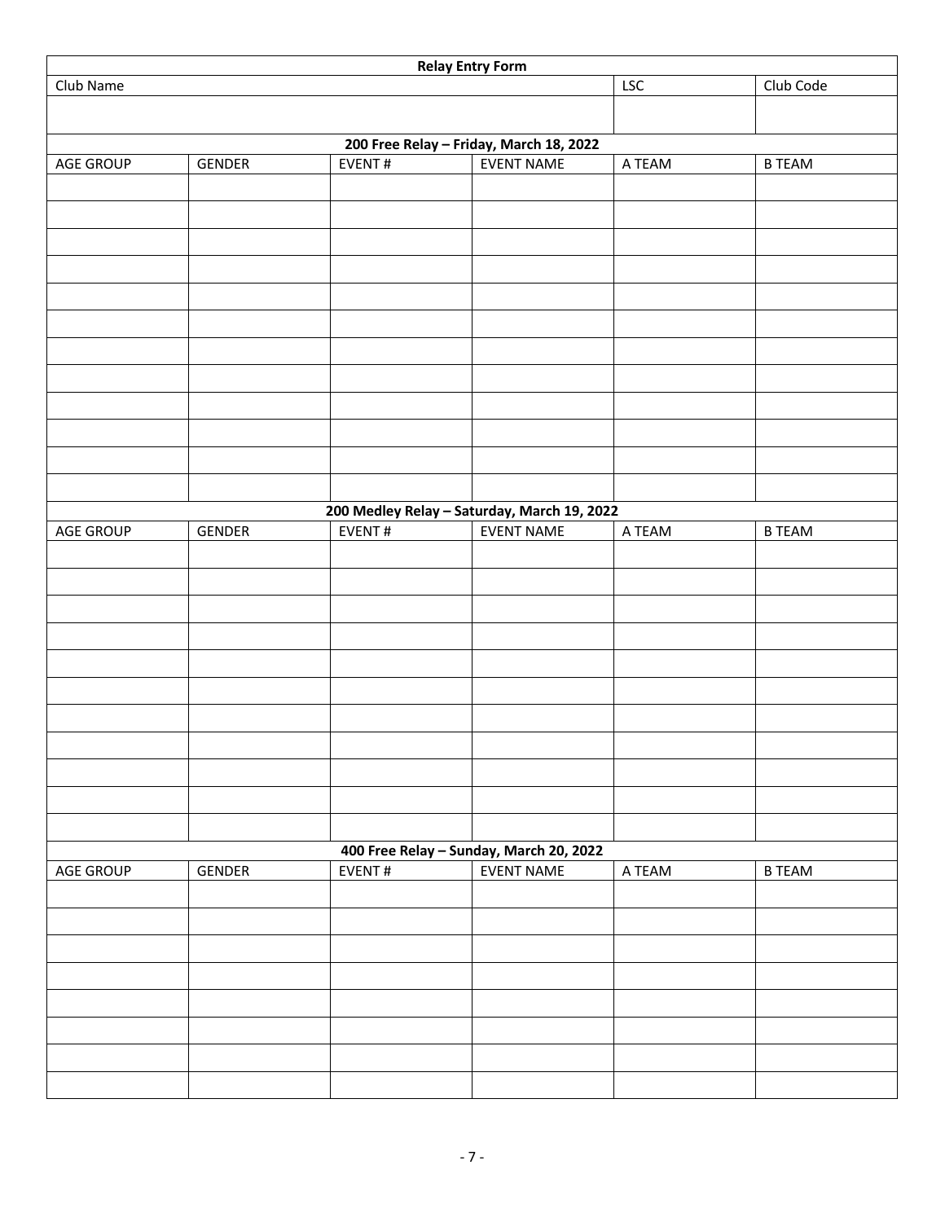**Relay Entry Form**

| Club Name | LSC | Club Code |
|---|---|---|
| | | |

**200 Free Relay – Friday, March 18, 2022**

| AGE GROUP | GENDER | EVENT # | EVENT NAME | A TEAM | B TEAM |
|---|---|---|---|---|---|
| | | | | | |
| | | | | | |
| | | | | | |
| | | | | | |
| | | | | | |
| | | | | | |
| | | | | | |
| | | | | | |
| | | | | | |
| | | | | | |
| | | | | | |
| | | | | | |

**200 Medley Relay – Saturday, March 19, 2022**

| AGE GROUP | GENDER | EVENT # | EVENT NAME | A TEAM | B TEAM |
|---|---|---|---|---|---|
| | | | | | |
| | | | | | |
| | | | | | |
| | | | | | |
| | | | | | |
| | | | | | |
| | | | | | |
| | | | | | |
| | | | | | |
| | | | | | |
| | | | | | |

**400 Free Relay – Sunday, March 20, 2022**

| AGE GROUP | GENDER | EVENT # | EVENT NAME | A TEAM | B TEAM |
|---|---|---|---|---|---|
| | | | | | |
| | | | | | |
| | | | | | |
| | | | | | |
| | | | | | |
| | | | | | |
| | | | | | |
| | | | | | |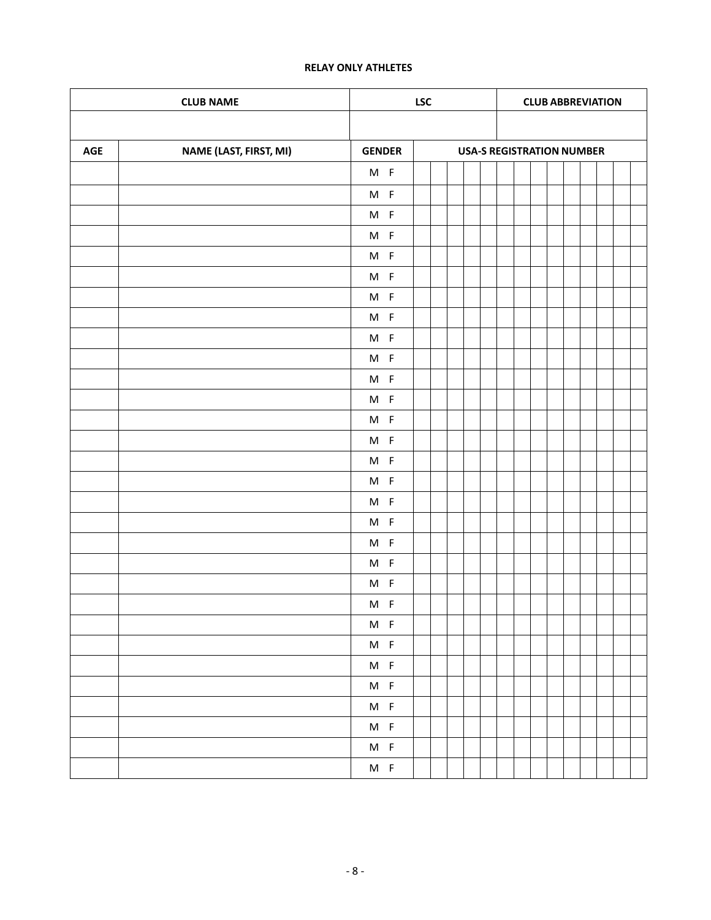**RELAY ONLY ATHLETES**

| CLUB NAME | LSC | CLUB ABBREVIATION |
|---|---|---|
| | | |

| AGE | NAME (LAST, FIRST, MI) | GENDER | USA-S REGISTRATION NUMBER | | | | | | | | | | | | | |
|---|---|---|---|---|---|---|---|---|---|---|---|---|---|---|---|---|
| | | M F | | | | | | | | | | | | | | |
| | | M F | | | | | | | | | | | | | | |
| | | M F | | | | | | | | | | | | | | |
| | | M F | | | | | | | | | | | | | | |
| | | M F | | | | | | | | | | | | | | |
| | | M F | | | | | | | | | | | | | | |
| | | M F | | | | | | | | | | | | | | |
| | | M F | | | | | | | | | | | | | | |
| | | M F | | | | | | | | | | | | | | |
| | | M F | | | | | | | | | | | | | | |
| | | M F | | | | | | | | | | | | | | |
| | | M F | | | | | | | | | | | | | | |
| | | M F | | | | | | | | | | | | | | |
| | | M F | | | | | | | | | | | | | | |
| | | M F | | | | | | | | | | | | | | |
| | | M F | | | | | | | | | | | | | | |
| | | M F | | | | | | | | | | | | | | |
| | | M F | | | | | | | | | | | | | | |
| | | M F | | | | | | | | | | | | | | |
| | | M F | | | | | | | | | | | | | | |
| | | M F | | | | | | | | | | | | | | |
| | | M F | | | | | | | | | | | | | | |
| | | M F | | | | | | | | | | | | | | |
| | | M F | | | | | | | | | | | | | | |
| | | M F | | | | | | | | | | | | | | |
| | | M F | | | | | | | | | | | | | | |
| | | M F | | | | | | | | | | | | | | |
| | | M F | | | | | | | | | | | | | | |
| | | M F | | | | | | | | | | | | | | |
| | | M F | | | | | | | | | | | | | | |